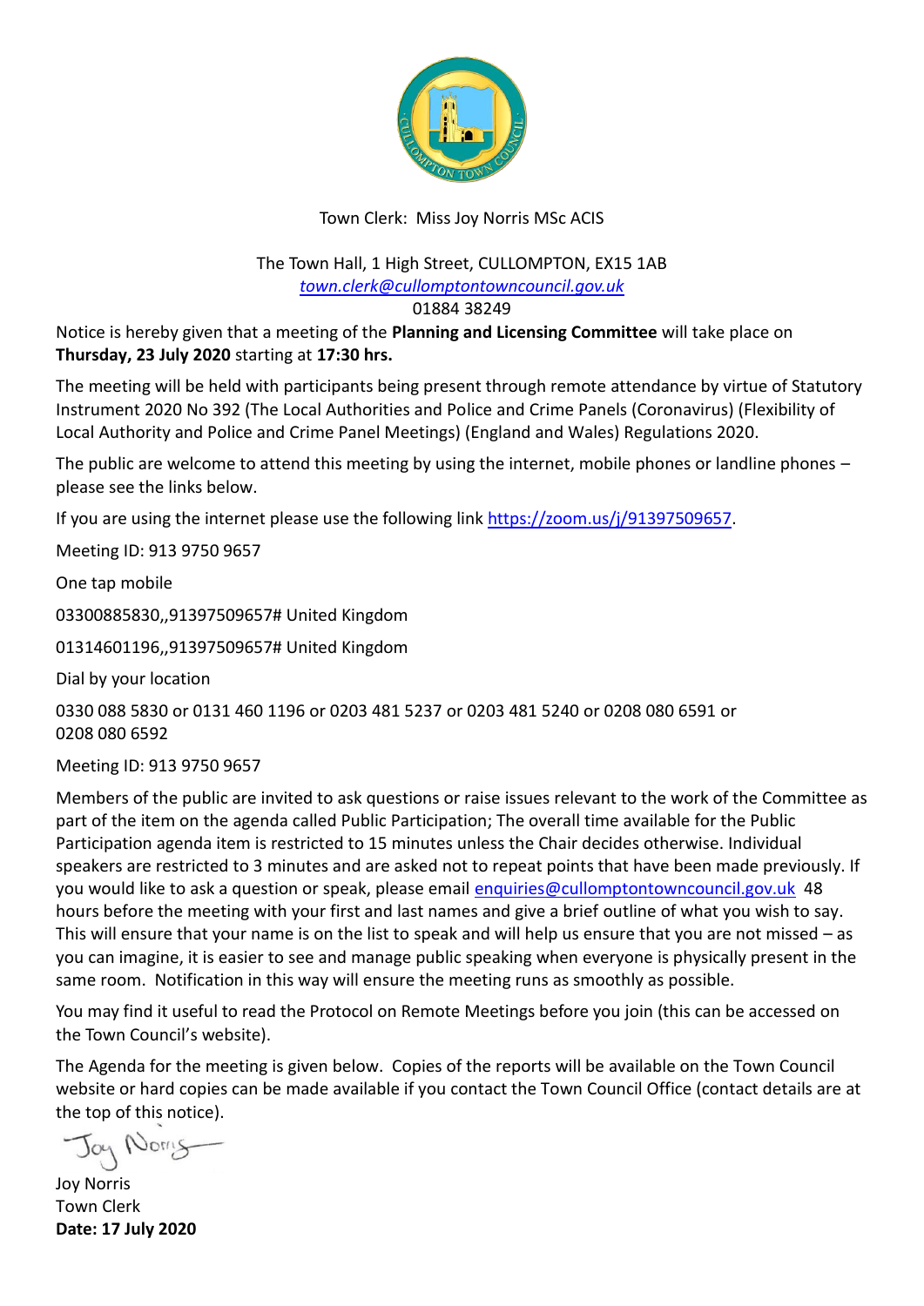Town Clerk: Miss Joy Norris MSc ACIS

The Town Hall, 1 High Street, CULLOMPTON, EX15 1AB
*town.clerk@cullomptontowncouncil.gov.uk*
01884 38249

Notice is hereby given that a meeting of the **Planning and Licensing Committee** will take place on **Thursday, 23 July 2020** starting at **17:30 hrs.**

The meeting will be held with participants being present through remote attendance by virtue of Statutory Instrument 2020 No 392 (The Local Authorities and Police and Crime Panels (Coronavirus) (Flexibility of Local Authority and Police and Crime Panel Meetings) (England and Wales) Regulations 2020.

The public are welcome to attend this meeting by using the internet, mobile phones or landline phones – please see the links below.

If you are using the internet please use the following link https://zoom.us/j/91397509657.

Meeting ID: 913 9750 9657

One tap mobile

03300885830,,91397509657# United Kingdom

01314601196,,91397509657# United Kingdom

Dial by your location

0330 088 5830 or 0131 460 1196 or 0203 481 5237 or 0203 481 5240 or 0208 080 6591 or 0208 080 6592

Meeting ID: 913 9750 9657

Members of the public are invited to ask questions or raise issues relevant to the work of the Committee as part of the item on the agenda called Public Participation; The overall time available for the Public Participation agenda item is restricted to 15 minutes unless the Chair decides otherwise. Individual speakers are restricted to 3 minutes and are asked not to repeat points that have been made previously. If you would like to ask a question or speak, please email enquiries@cullomptontowncouncil.gov.uk 48 hours before the meeting with your first and last names and give a brief outline of what you wish to say. This will ensure that your name is on the list to speak and will help us ensure that you are not missed – as you can imagine, it is easier to see and manage public speaking when everyone is physically present in the same room. Notification in this way will ensure the meeting runs as smoothly as possible.

You may find it useful to read the Protocol on Remote Meetings before you join (this can be accessed on the Town Council's website).

The Agenda for the meeting is given below. Copies of the reports will be available on the Town Council website or hard copies can be made available if you contact the Town Council Office (contact details are at the top of this notice).

Joy Norris

Joy Norris
Town Clerk
**Date: 17 July 2020**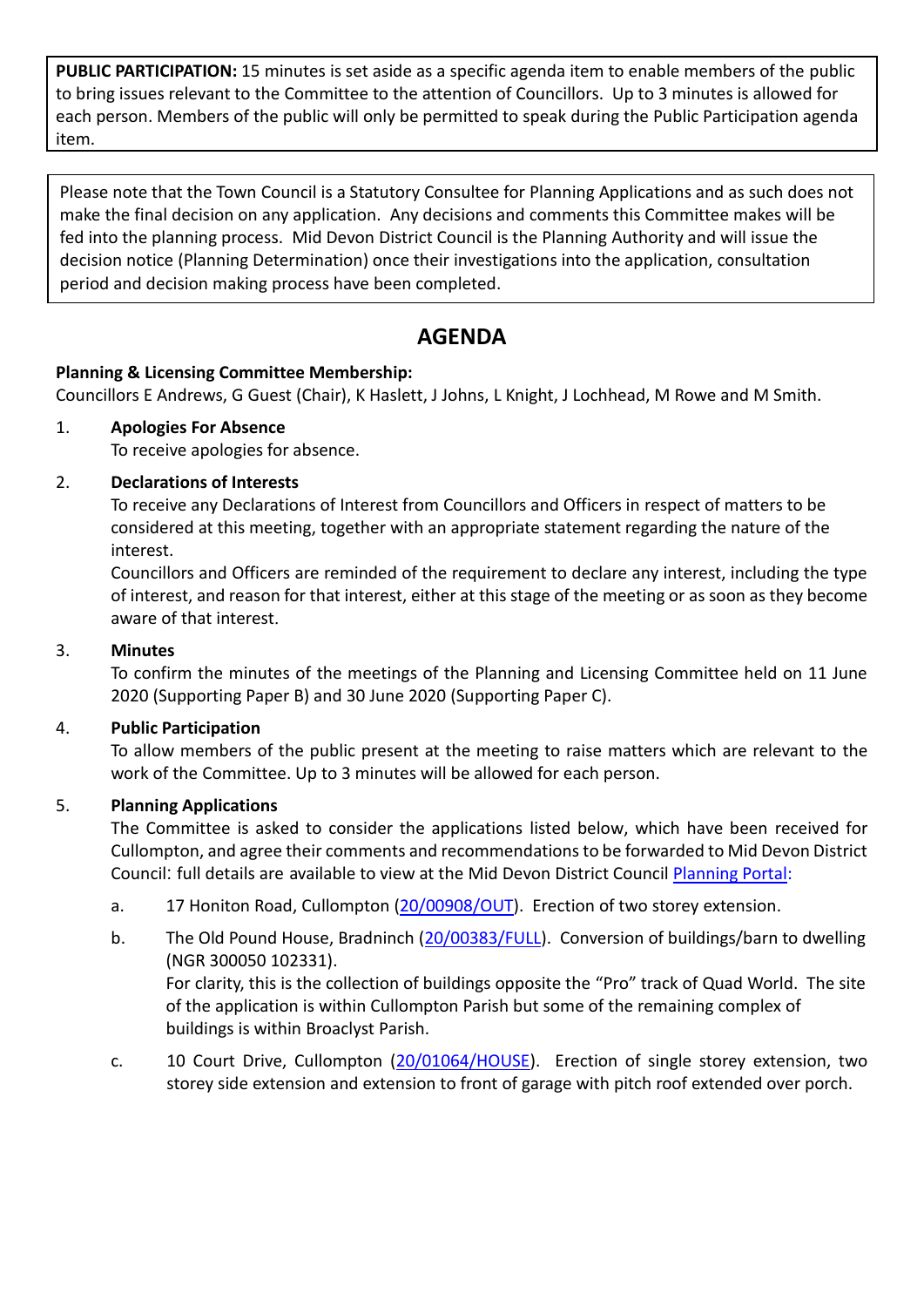**PUBLIC PARTICIPATION:** 15 minutes is set aside as a specific agenda item to enable members of the public to bring issues relevant to the Committee to the attention of Councillors. Up to 3 minutes is allowed for each person. Members of the public will only be permitted to speak during the Public Participation agenda item.

Please note that the Town Council is a Statutory Consultee for Planning Applications and as such does not make the final decision on any application. Any decisions and comments this Committee makes will be fed into the planning process. Mid Devon District Council is the Planning Authority and will issue the decision notice (Planning Determination) once their investigations into the application, consultation period and decision making process have been completed.

# AGENDA

**Planning & Licensing Committee Membership:**
Councillors E Andrews, G Guest (Chair), K Haslett, J Johns, L Knight, J Lochhead, M Rowe and M Smith.

1. **Apologies For Absence**
   To receive apologies for absence.

2. **Declarations of Interests**
   To receive any Declarations of Interest from Councillors and Officers in respect of matters to be considered at this meeting, together with an appropriate statement regarding the nature of the interest.
   Councillors and Officers are reminded of the requirement to declare any interest, including the type of interest, and reason for that interest, either at this stage of the meeting or as soon as they become aware of that interest.

3. **Minutes**
   To confirm the minutes of the meetings of the Planning and Licensing Committee held on 11 June 2020 (Supporting Paper B) and 30 June 2020 (Supporting Paper C).

4. **Public Participation**
   To allow members of the public present at the meeting to raise matters which are relevant to the work of the Committee. Up to 3 minutes will be allowed for each person.

5. **Planning Applications**
   The Committee is asked to consider the applications listed below, which have been received for Cullompton, and agree their comments and recommendations to be forwarded to Mid Devon District Council: full details are available to view at the Mid Devon District Council Planning Portal:

   a. 17 Honiton Road, Cullompton (20/00908/OUT). Erection of two storey extension.

   b. The Old Pound House, Bradninch (20/00383/FULL). Conversion of buildings/barn to dwelling (NGR 300050 102331).
   For clarity, this is the collection of buildings opposite the "Pro" track of Quad World. The site of the application is within Cullompton Parish but some of the remaining complex of buildings is within Broaclyst Parish.

   c. 10 Court Drive, Cullompton (20/01064/HOUSE). Erection of single storey extension, two storey side extension and extension to front of garage with pitch roof extended over porch.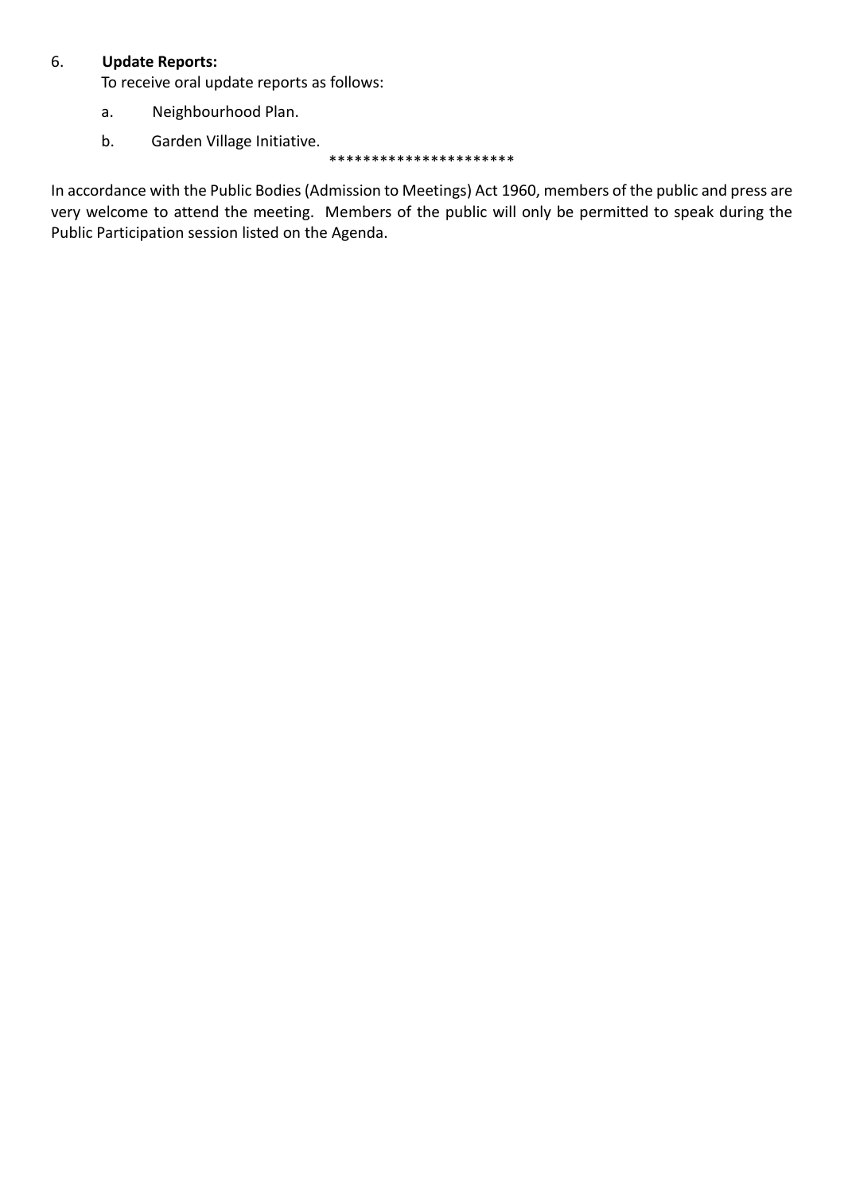6. **Update Reports:**
   To receive oral update reports as follows:

   a. Neighbourhood Plan.

   b. Garden Village Initiative.

**********************

In accordance with the Public Bodies (Admission to Meetings) Act 1960, members of the public and press are very welcome to attend the meeting. Members of the public will only be permitted to speak during the Public Participation session listed on the Agenda.